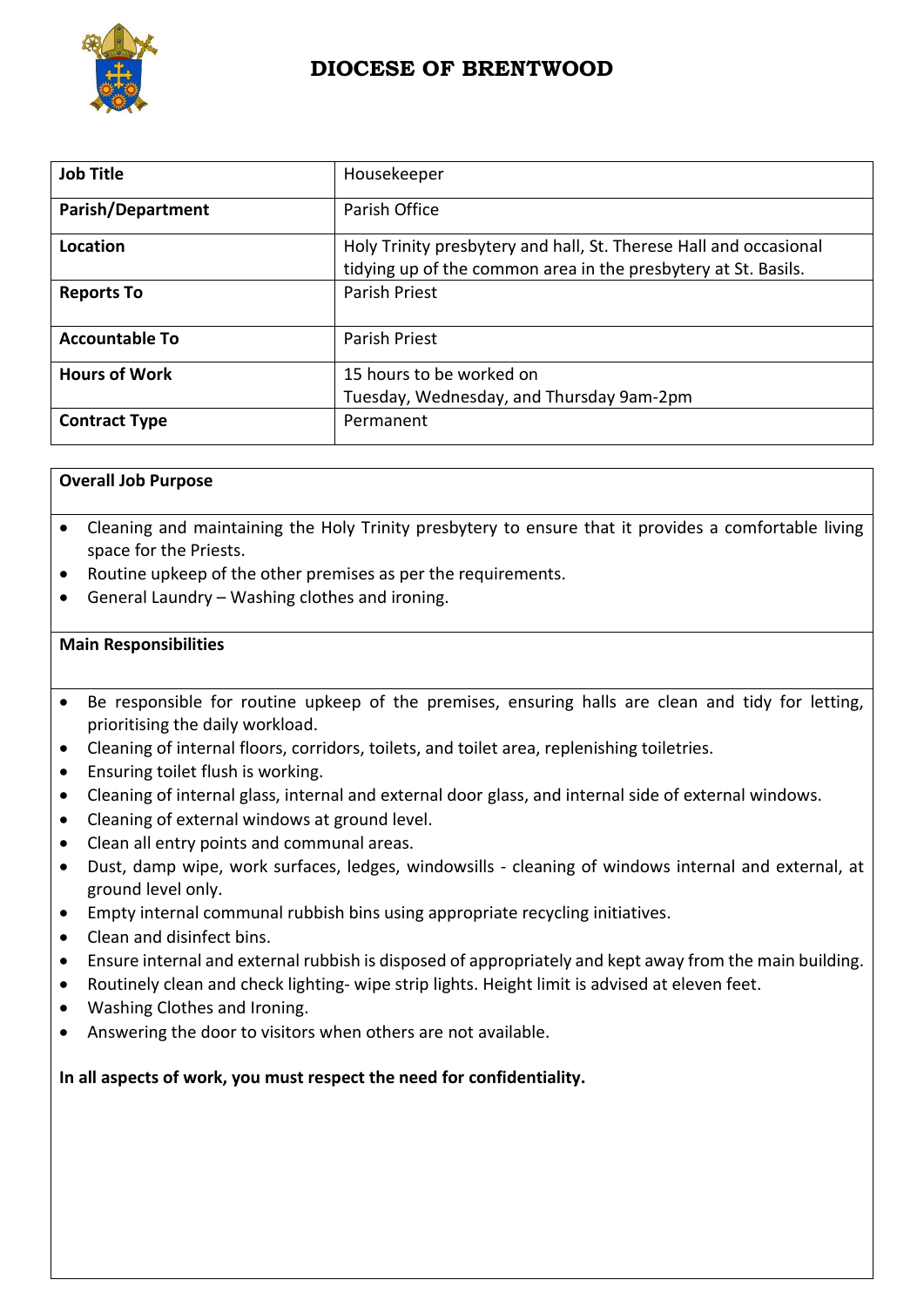# DIOCESE OF BRENTWOOD

| Job Title | Housekeeper |
|---|---|
| Parish/Department | Parish Office |
| Location | Holy Trinity presbytery and hall, St. Therese Hall and occasional tidying up of the common area in the presbytery at St. Basils. |
| Reports To | Parish Priest |
| Accountable To | Parish Priest |
| Hours of Work | 15 hours to be worked on Tuesday, Wednesday, and Thursday 9am-2pm |
| Contract Type | Permanent |

**Overall Job Purpose**

- Cleaning and maintaining the Holy Trinity presbytery to ensure that it provides a comfortable living space for the Priests.
- Routine upkeep of the other premises as per the requirements.
- General Laundry – Washing clothes and ironing.

**Main Responsibilities**

- Be responsible for routine upkeep of the premises, ensuring halls are clean and tidy for letting, prioritising the daily workload.
- Cleaning of internal floors, corridors, toilets, and toilet area, replenishing toiletries.
- Ensuring toilet flush is working.
- Cleaning of internal glass, internal and external door glass, and internal side of external windows.
- Cleaning of external windows at ground level.
- Clean all entry points and communal areas.
- Dust, damp wipe, work surfaces, ledges, windowsills - cleaning of windows internal and external, at ground level only.
- Empty internal communal rubbish bins using appropriate recycling initiatives.
- Clean and disinfect bins.
- Ensure internal and external rubbish is disposed of appropriately and kept away from the main building.
- Routinely clean and check lighting- wipe strip lights. Height limit is advised at eleven feet.
- Washing Clothes and Ironing.
- Answering the door to visitors when others are not available.

**In all aspects of work, you must respect the need for confidentiality.**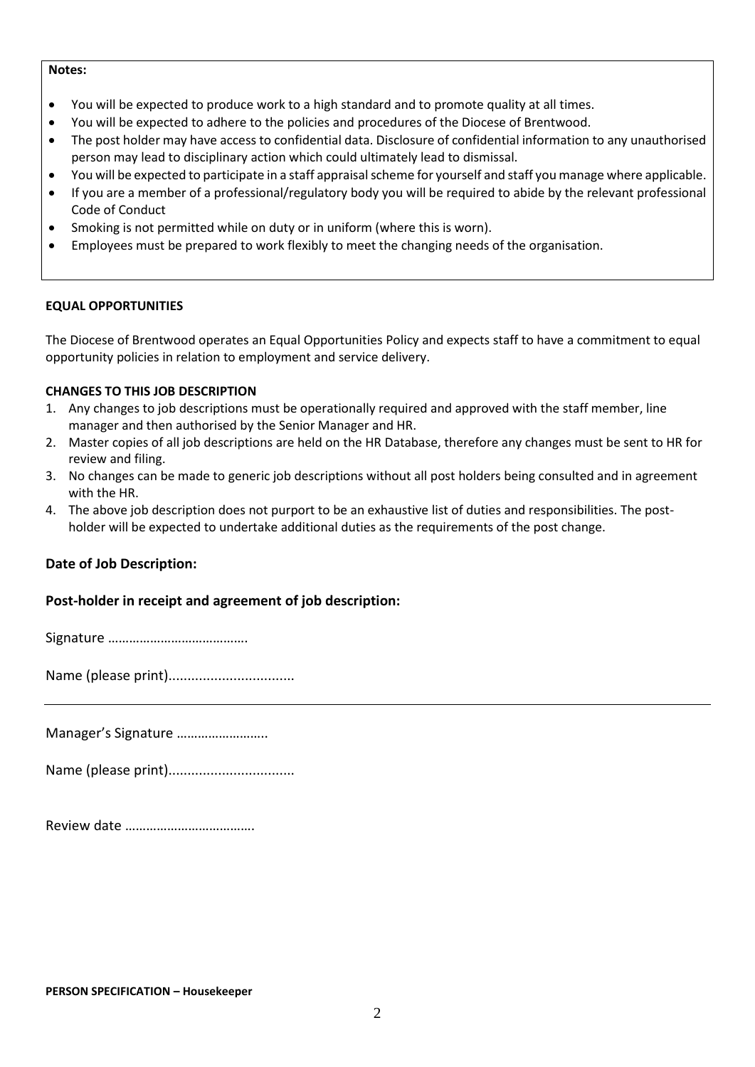**Notes:**

- You will be expected to produce work to a high standard and to promote quality at all times.
- You will be expected to adhere to the policies and procedures of the Diocese of Brentwood.
- The post holder may have access to confidential data. Disclosure of confidential information to any unauthorised person may lead to disciplinary action which could ultimately lead to dismissal.
- You will be expected to participate in a staff appraisal scheme for yourself and staff you manage where applicable.
- If you are a member of a professional/regulatory body you will be required to abide by the relevant professional Code of Conduct
- Smoking is not permitted while on duty or in uniform (where this is worn).
- Employees must be prepared to work flexibly to meet the changing needs of the organisation.

**EQUAL OPPORTUNITIES**

The Diocese of Brentwood operates an Equal Opportunities Policy and expects staff to have a commitment to equal opportunity policies in relation to employment and service delivery.

**CHANGES TO THIS JOB DESCRIPTION**

1. Any changes to job descriptions must be operationally required and approved with the staff member, line manager and then authorised by the Senior Manager and HR.
2. Master copies of all job descriptions are held on the HR Database, therefore any changes must be sent to HR for review and filing.
3. No changes can be made to generic job descriptions without all post holders being consulted and in agreement with the HR.
4. The above job description does not purport to be an exhaustive list of duties and responsibilities. The post-holder will be expected to undertake additional duties as the requirements of the post change.

**Date of Job Description:**

**Post-holder in receipt and agreement of job description:**

Signature ………………………………….

Name (please print)................................

---

Manager's Signature ……………………..

Name (please print)................................

Review date ……………………………….

**PERSON SPECIFICATION – Housekeeper**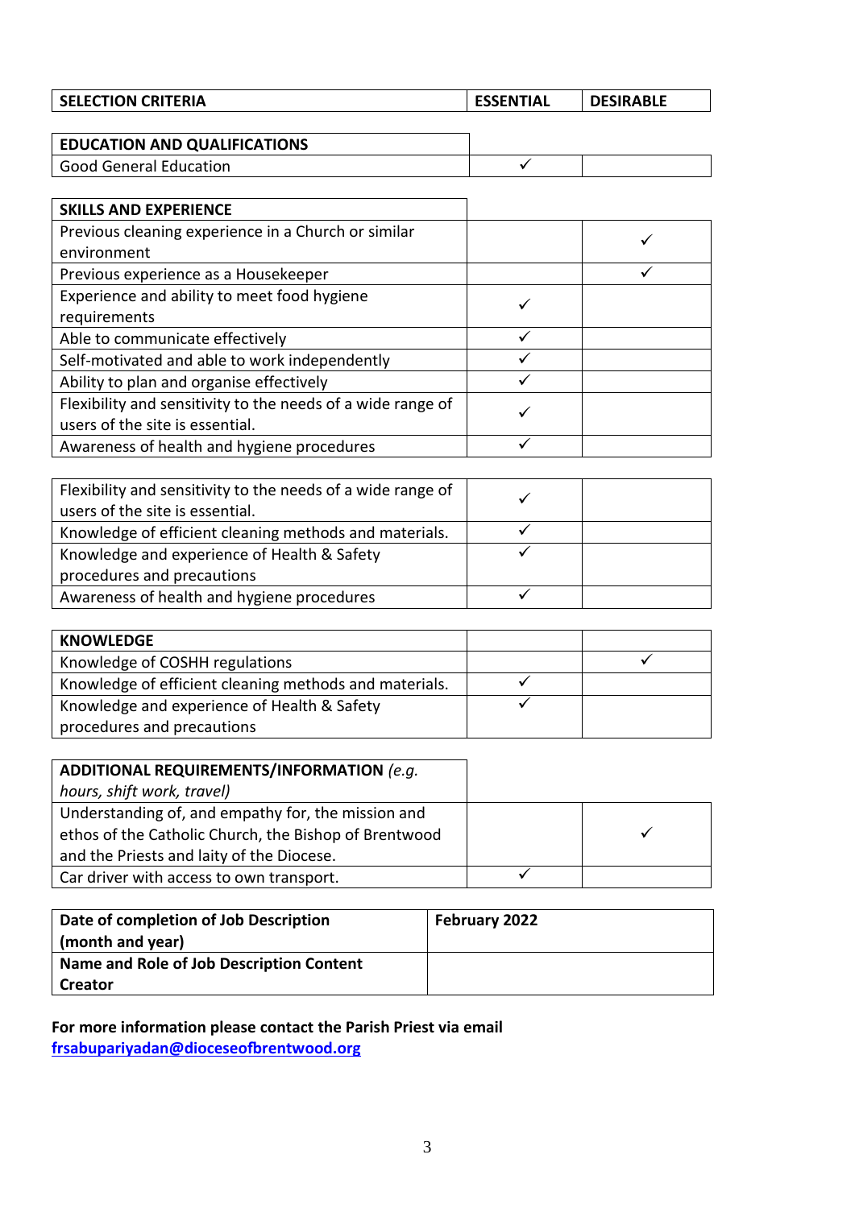| SELECTION CRITERIA | ESSENTIAL | DESIRABLE |
|---|---|---|
| **EDUCATION AND QUALIFICATIONS** | | |
| Good General Education | ✓ | |
| **SKILLS AND EXPERIENCE** | | |
| Previous cleaning experience in a Church or similar environment | | ✓ |
| Previous experience as a Housekeeper | | ✓ |
| Experience and ability to meet food hygiene requirements | ✓ | |
| Able to communicate effectively | ✓ | |
| Self-motivated and able to work independently | ✓ | |
| Ability to plan and organise effectively | ✓ | |
| Flexibility and sensitivity to the needs of a wide range of users of the site is essential. | ✓ | |
| Awareness of health and hygiene procedures | ✓ | |
| Flexibility and sensitivity to the needs of a wide range of users of the site is essential. | ✓ | |
| Knowledge of efficient cleaning methods and materials. | ✓ | |
| Knowledge and experience of Health & Safety procedures and precautions | ✓ | |
| Awareness of health and hygiene procedures | ✓ | |
| **KNOWLEDGE** | | |
| Knowledge of COSHH regulations | | ✓ |
| Knowledge of efficient cleaning methods and materials. | ✓ | |
| Knowledge and experience of Health & Safety procedures and precautions | ✓ | |
| **ADDITIONAL REQUIREMENTS/INFORMATION** *(e.g. hours, shift work, travel)* | | |
| Understanding of, and empathy for, the mission and ethos of the Catholic Church, the Bishop of Brentwood and the Priests and laity of the Diocese. | | ✓ |
| Car driver with access to own transport. | ✓ | |

| | |
|---|---|
| **Date of completion of Job Description (month and year)** | **February 2022** |
| **Name and Role of Job Description Content Creator** | |

**For more information please contact the Parish Priest via email**
**frsabupariyadan@dioceseofbrentwood.org**